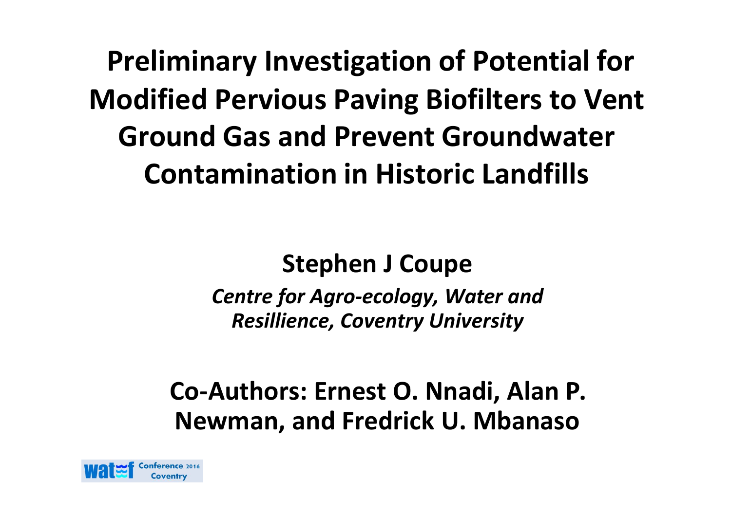# Preliminary Investigation of Potential for Modified Pervious Paving Biofilters to Vent Ground Gas and Prevent Groundwater Contamination in Historic Landfills

**Stephen J Coupe**

*Centre for Agro-ecology, Water and Resillience, Coventry University*

**Co-Authors: Ernest O. Nnadi, Alan P. Newman, and Fredrick U. Mbanaso**

watef Conference 2016 Coventry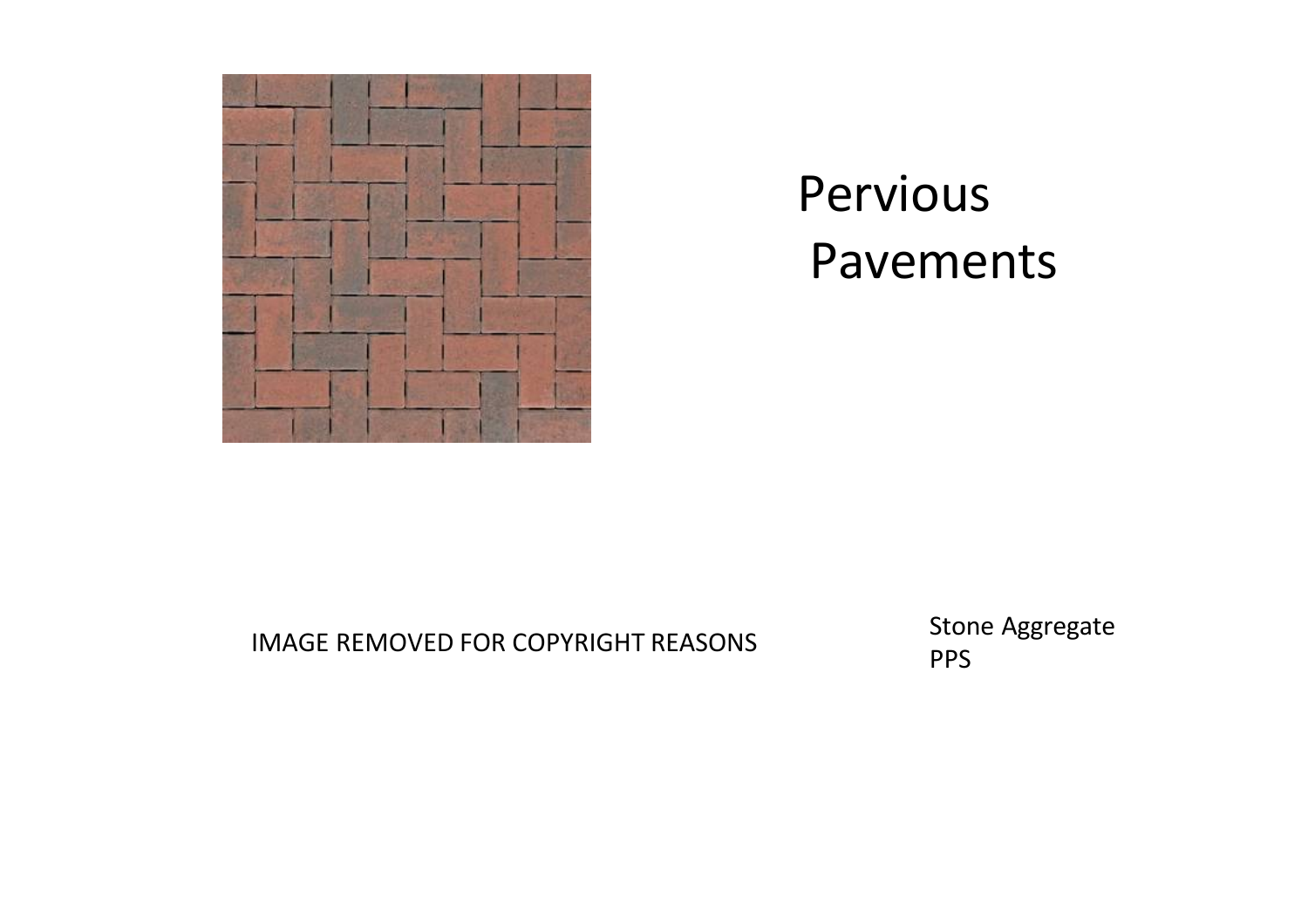# Pervious Pavements

IMAGE REMOVED FOR COPYRIGHT REASONS

Stone Aggregate PPS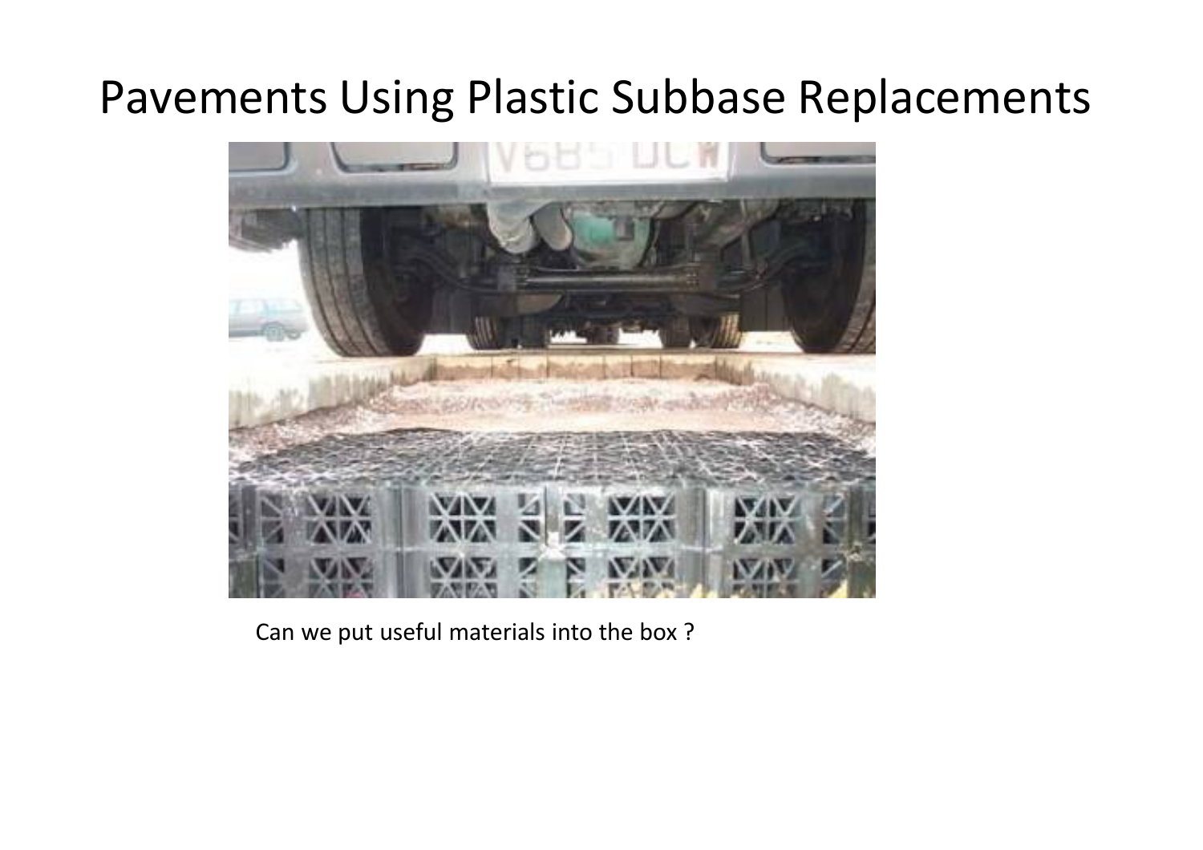# Pavements Using Plastic Subbase Replacements

Can we put useful materials into the box ?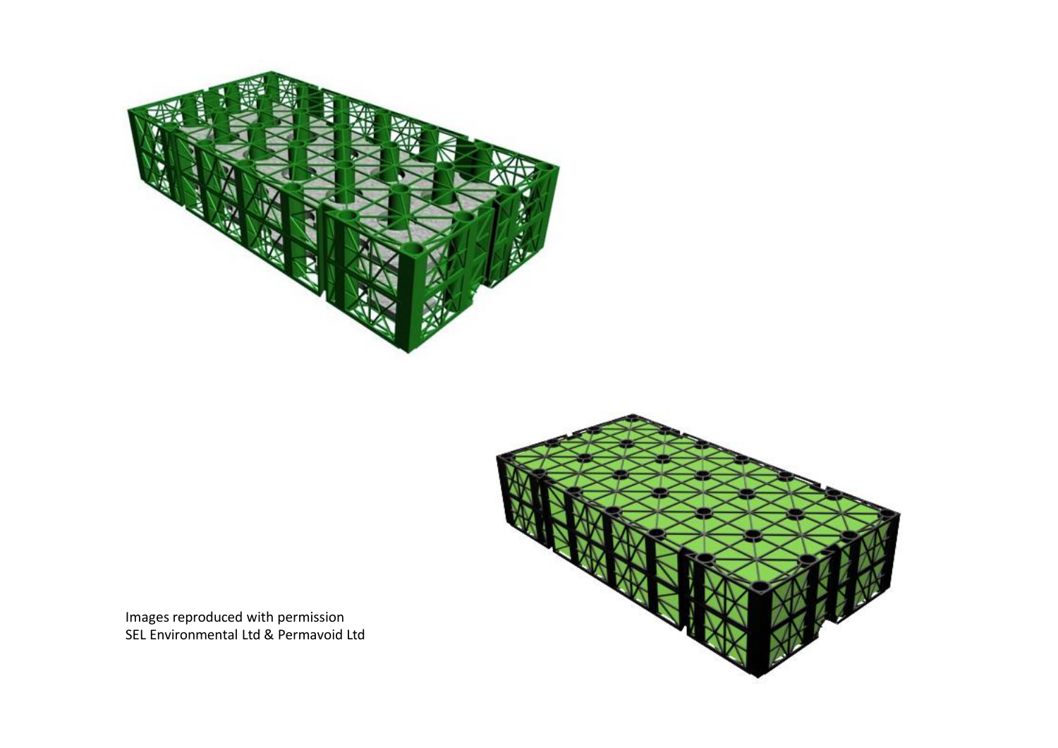Images reproduced with permission
SEL Environmental Ltd & Permavoid Ltd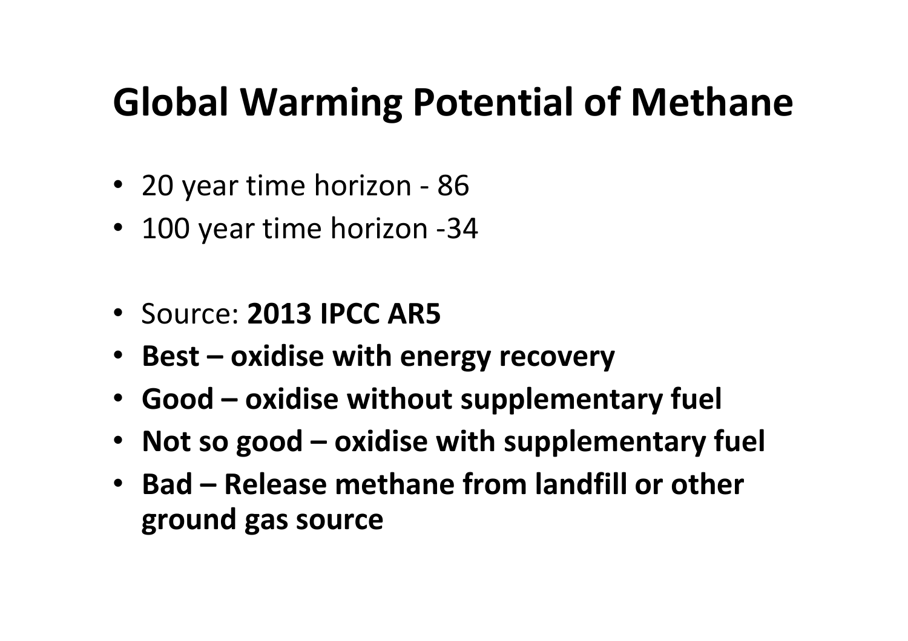# Global Warming Potential of Methane

- 20 year time horizon - 86
- 100 year time horizon -34

- Source: **2013 IPCC AR5**
- **Best – oxidise with energy recovery**
- **Good – oxidise without supplementary fuel**
- **Not so good – oxidise with supplementary fuel**
- **Bad – Release methane from landfill or other ground gas source**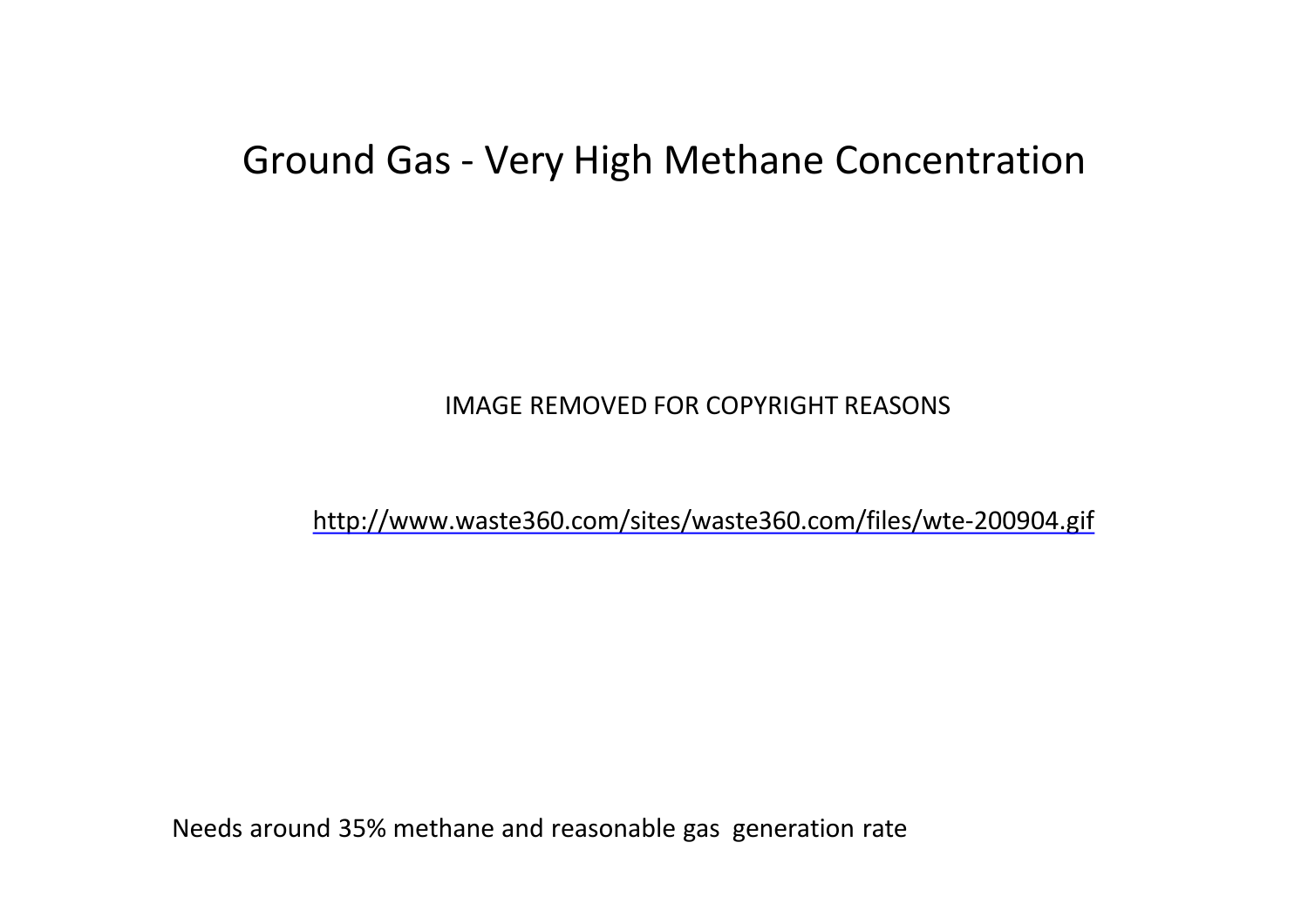# Ground Gas - Very High Methane Concentration

IMAGE REMOVED FOR COPYRIGHT REASONS

http://www.waste360.com/sites/waste360.com/files/wte-200904.gif

Needs around 35% methane and reasonable gas generation rate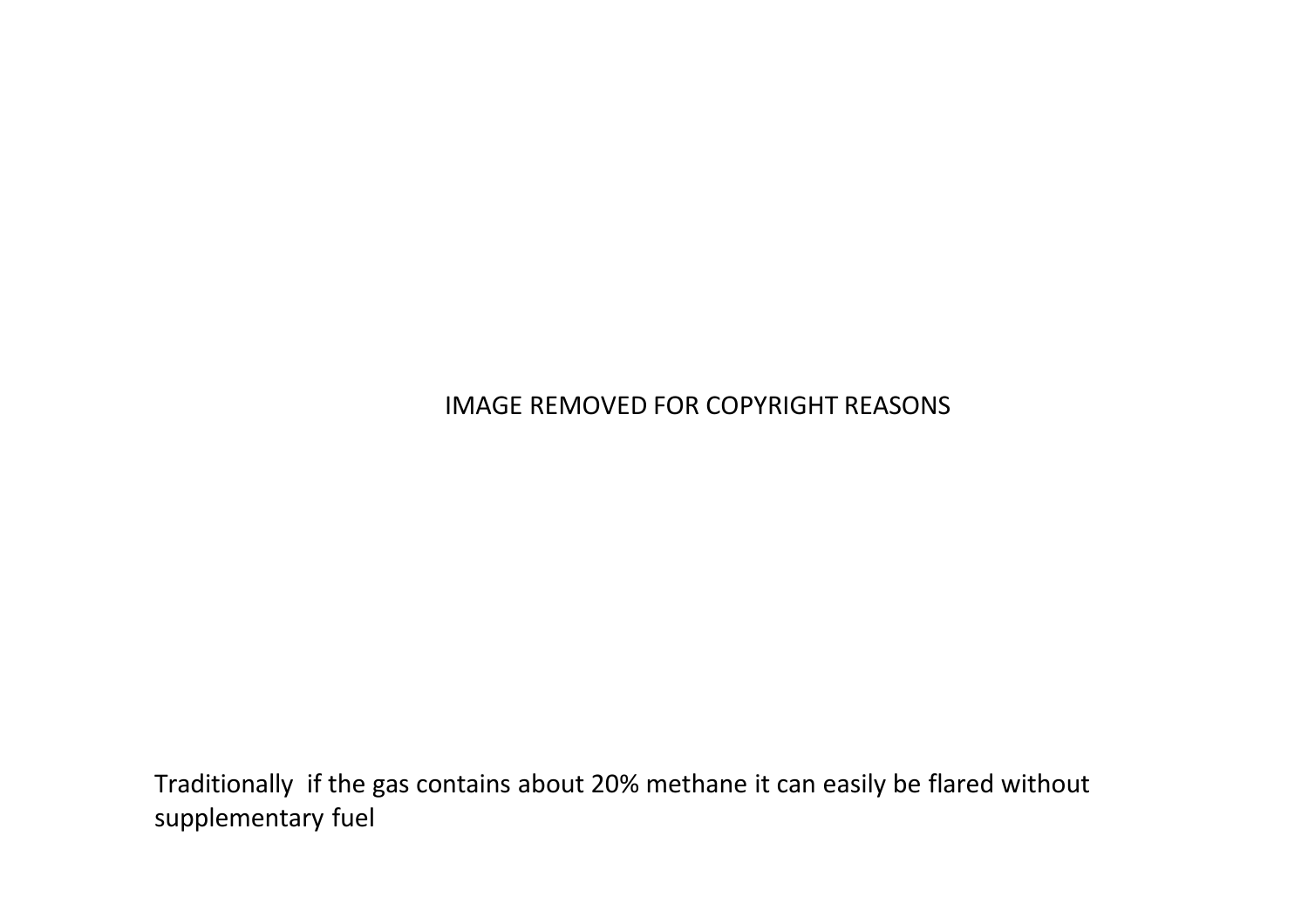IMAGE REMOVED FOR COPYRIGHT REASONS

Traditionally if the gas contains about 20% methane it can easily be flared without supplementary fuel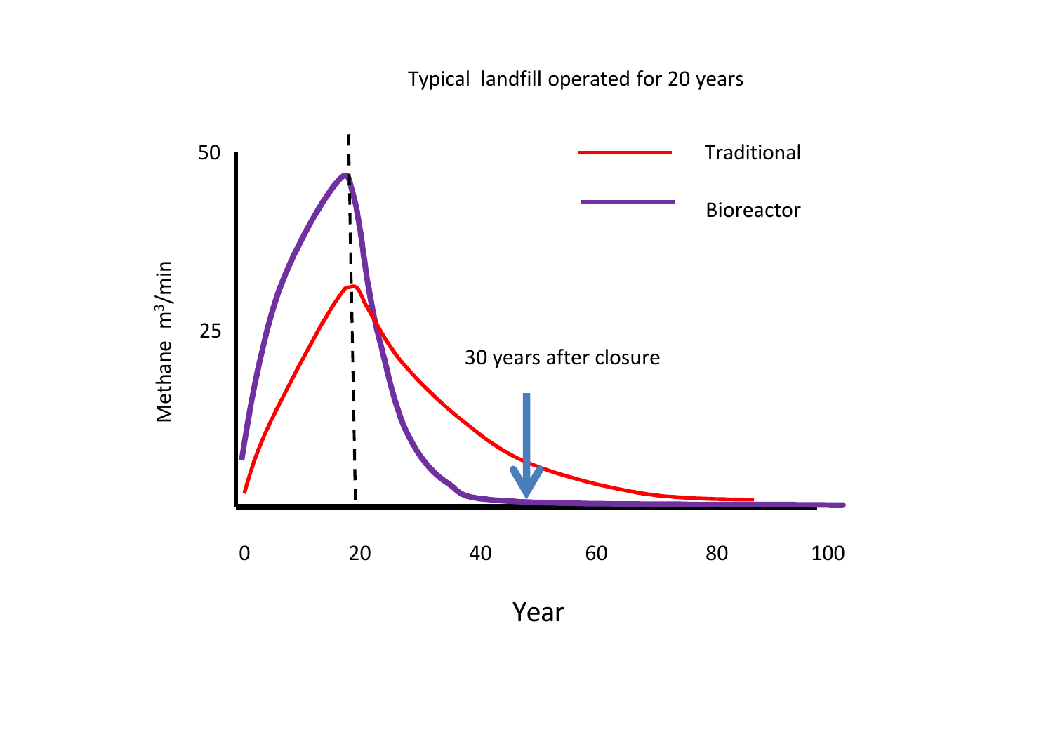Typical landfill operated for 20 years

Traditional

Bioreactor

Methane $m^3$/min

50

25

30 years after closure

0 20 40 60 80 100

Year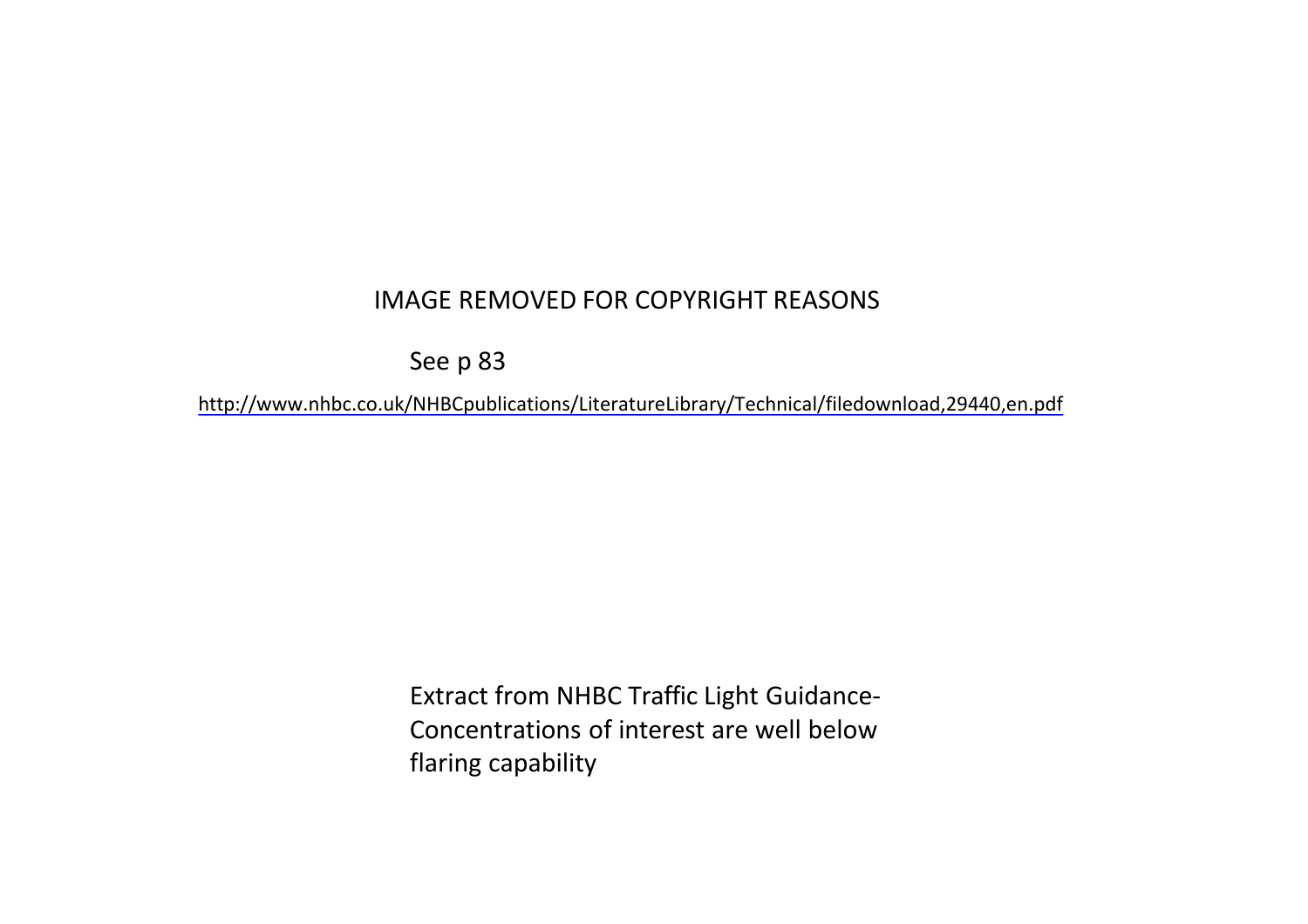IMAGE REMOVED FOR COPYRIGHT REASONS

See p 83

http://www.nhbc.co.uk/NHBCpublications/LiteratureLibrary/Technical/filedownload,29440,en.pdf

Extract from NHBC Traffic Light Guidance- Concentrations of interest are well below flaring capability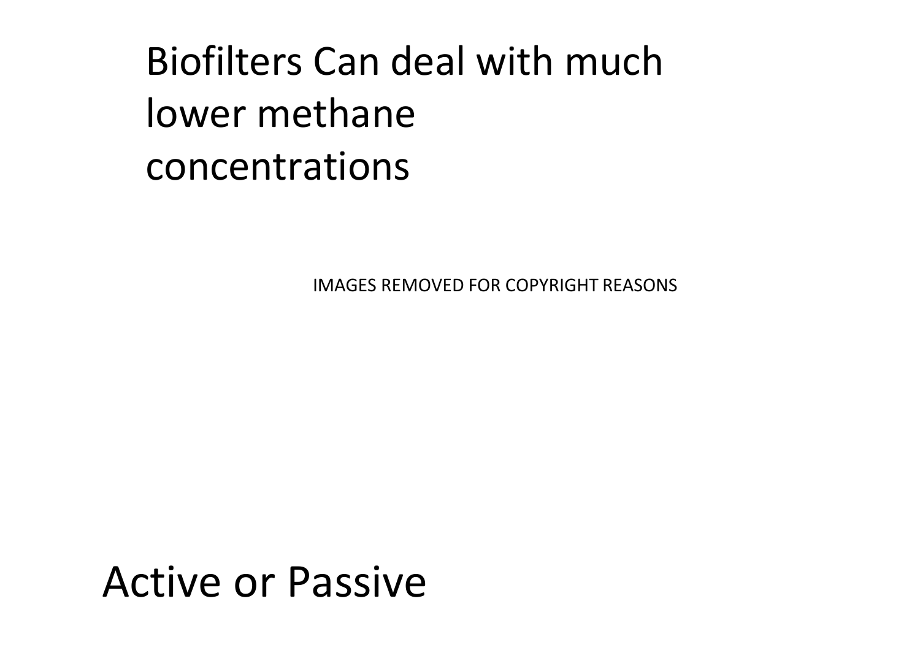# Biofilters Can deal with much lower methane concentrations

IMAGES REMOVED FOR COPYRIGHT REASONS

# Active or Passive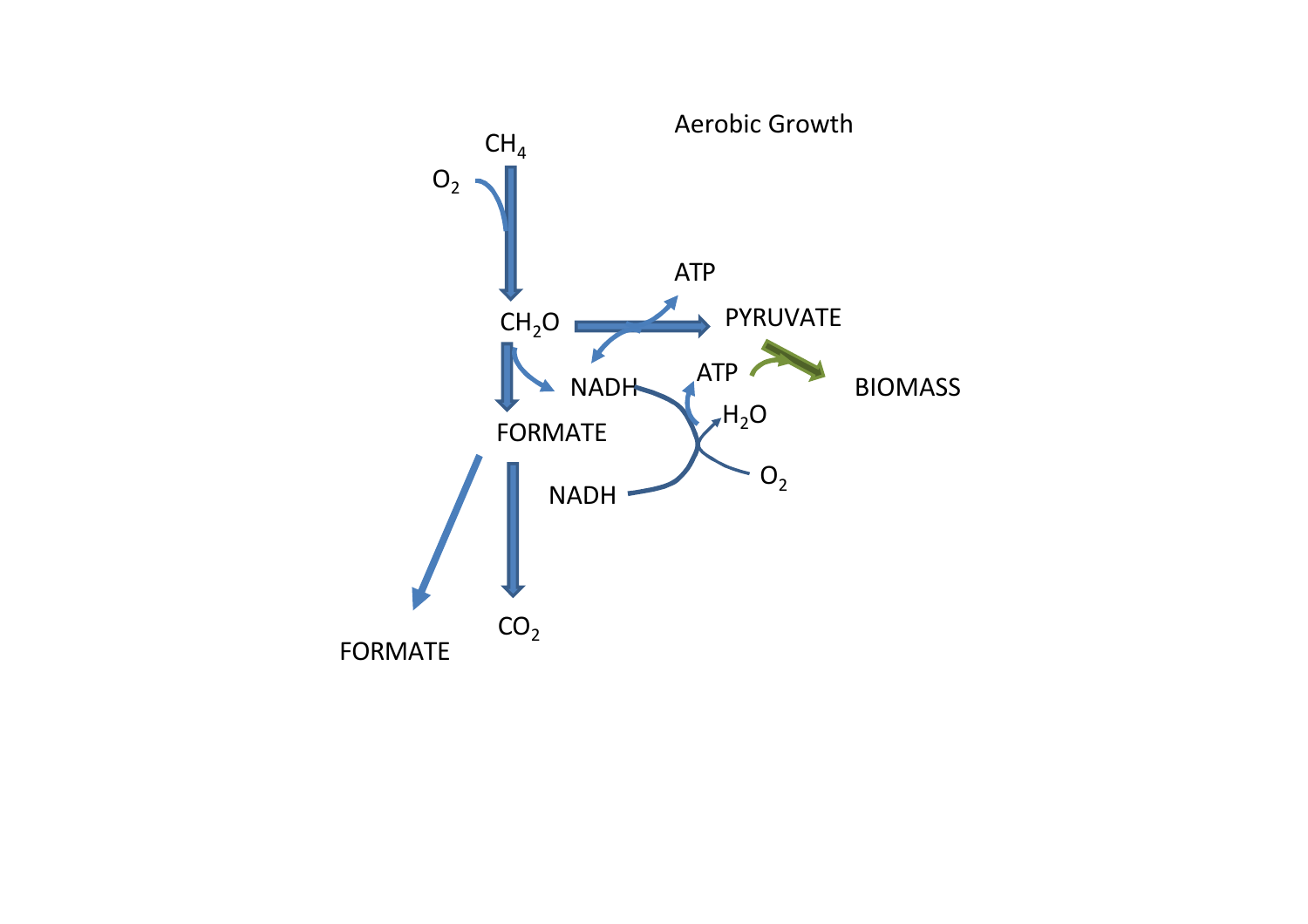Aerobic Growth

$CH_4$

$O_2$

$CH_2O$

ATP

PYRUVATE

NADH

ATP

BIOMASS

$H_2O$

FORMATE

$O_2$

NADH

FORMATE

$CO_2$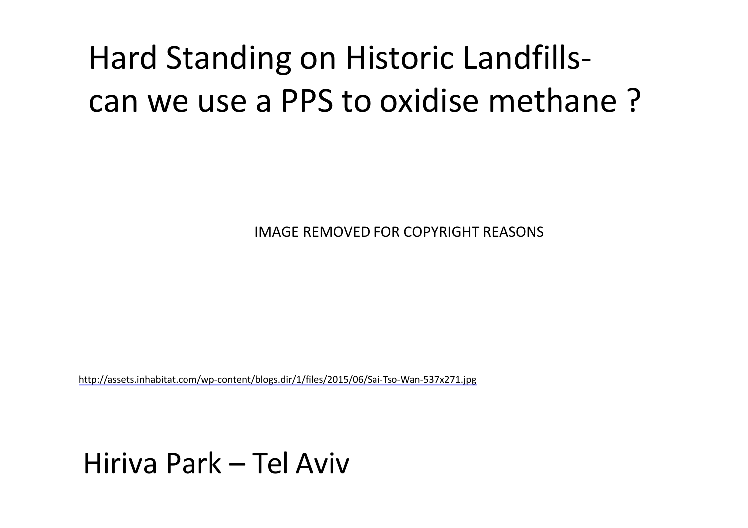# Hard Standing on Historic Landfills- can we use a PPS to oxidise methane ?

IMAGE REMOVED FOR COPYRIGHT REASONS

http://assets.inhabitat.com/wp-content/blogs.dir/1/files/2015/06/Sai-Tso-Wan-537x271.jpg

Hiriva Park – Tel Aviv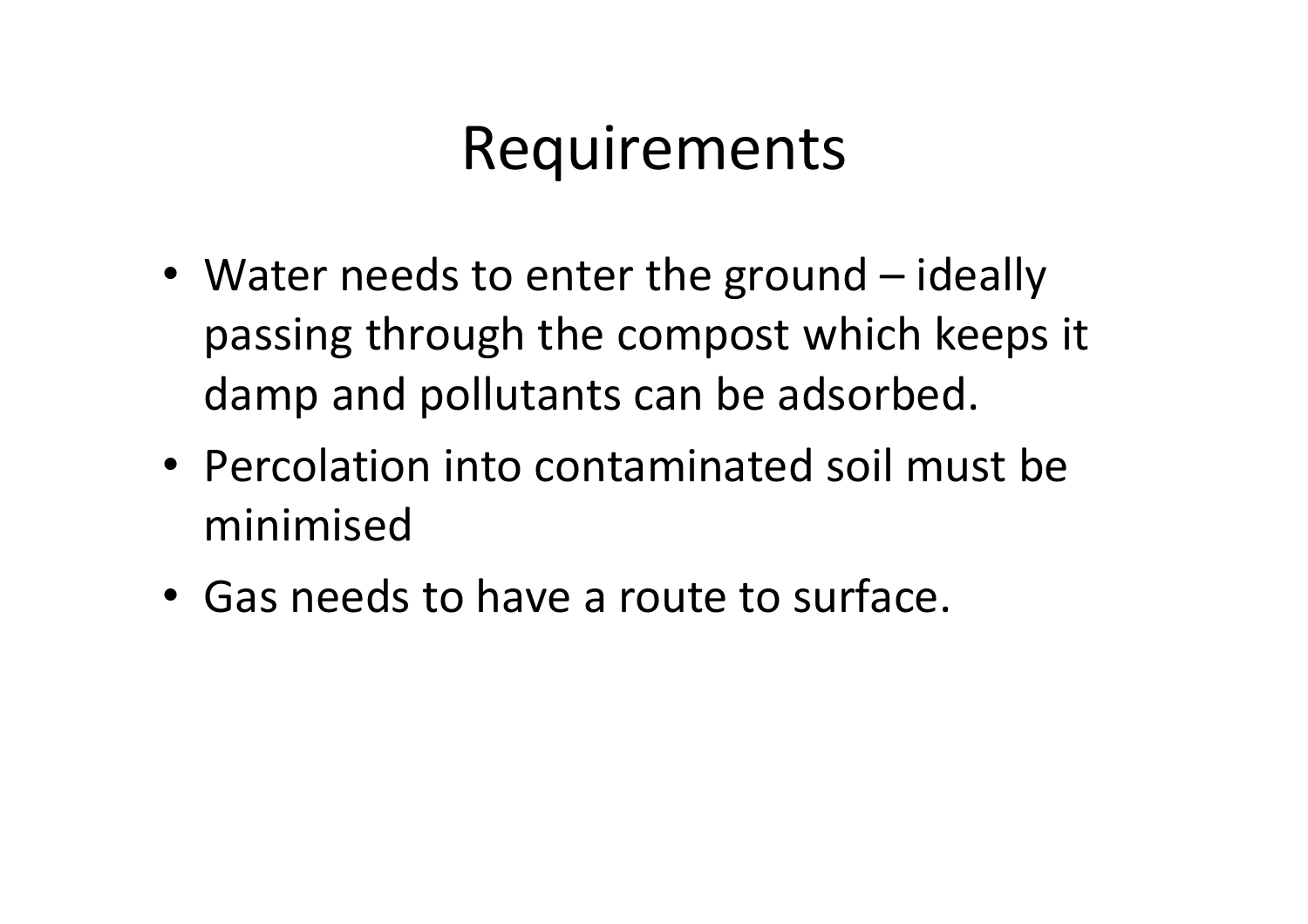# Requirements

- Water needs to enter the ground – ideally passing through the compost which keeps it damp and pollutants can be adsorbed.
- Percolation into contaminated soil must be minimised
- Gas needs to have a route to surface.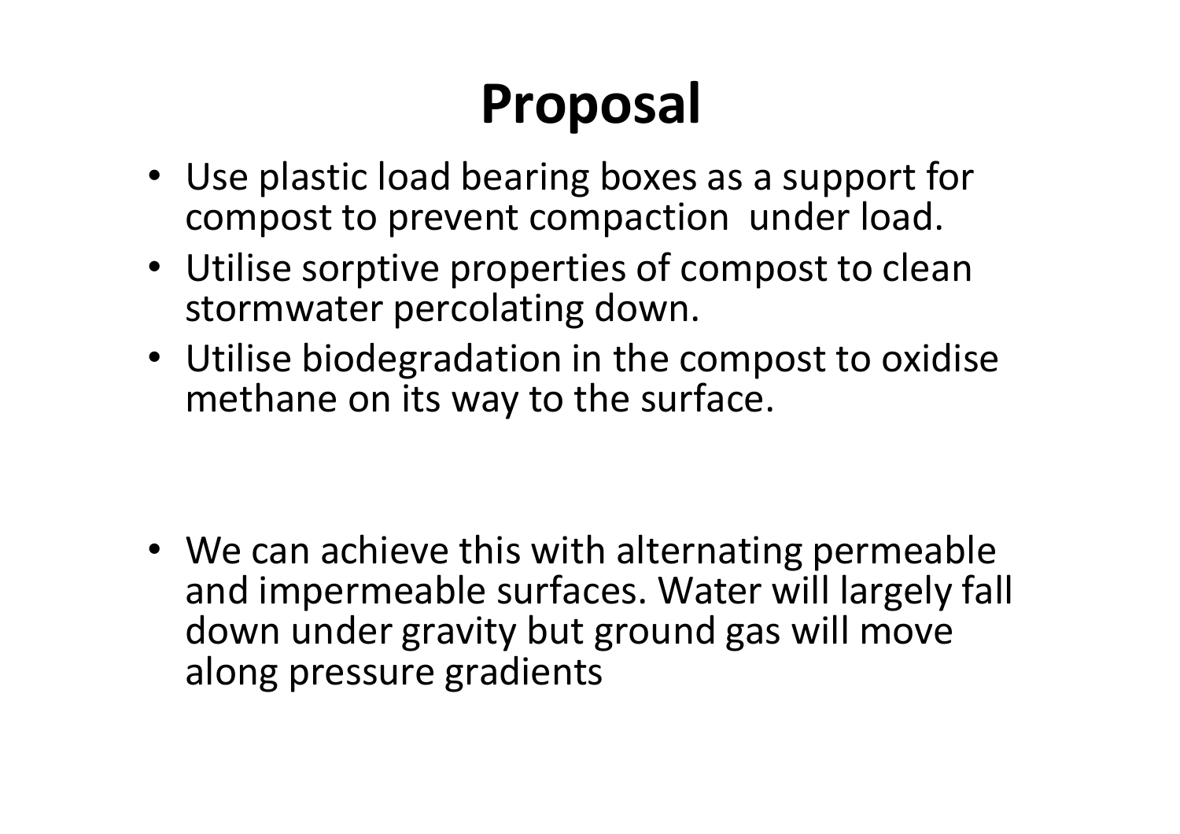# Proposal

- Use plastic load bearing boxes as a support for compost to prevent compaction under load.
- Utilise sorptive properties of compost to clean stormwater percolating down.
- Utilise biodegradation in the compost to oxidise methane on its way to the surface.

- We can achieve this with alternating permeable and impermeable surfaces. Water will largely fall down under gravity but ground gas will move along pressure gradients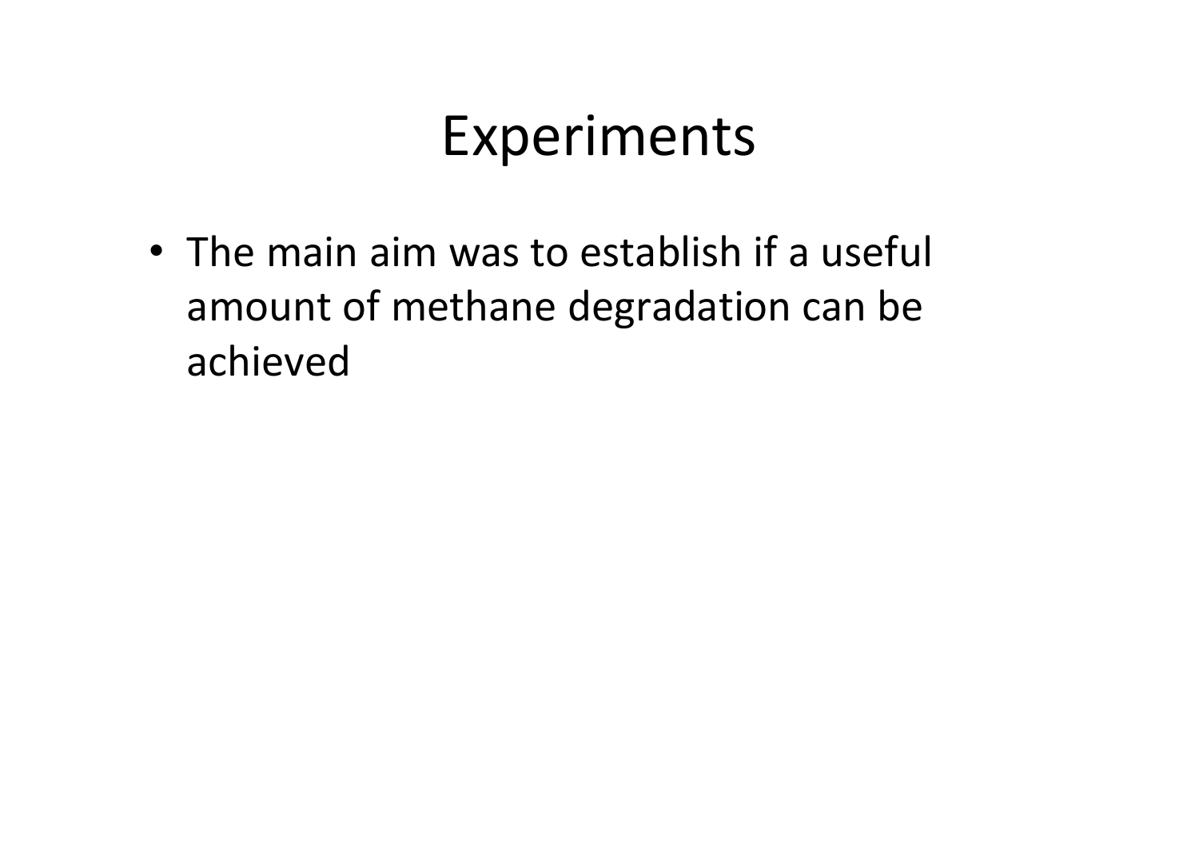# Experiments

- The main aim was to establish if a useful amount of methane degradation can be achieved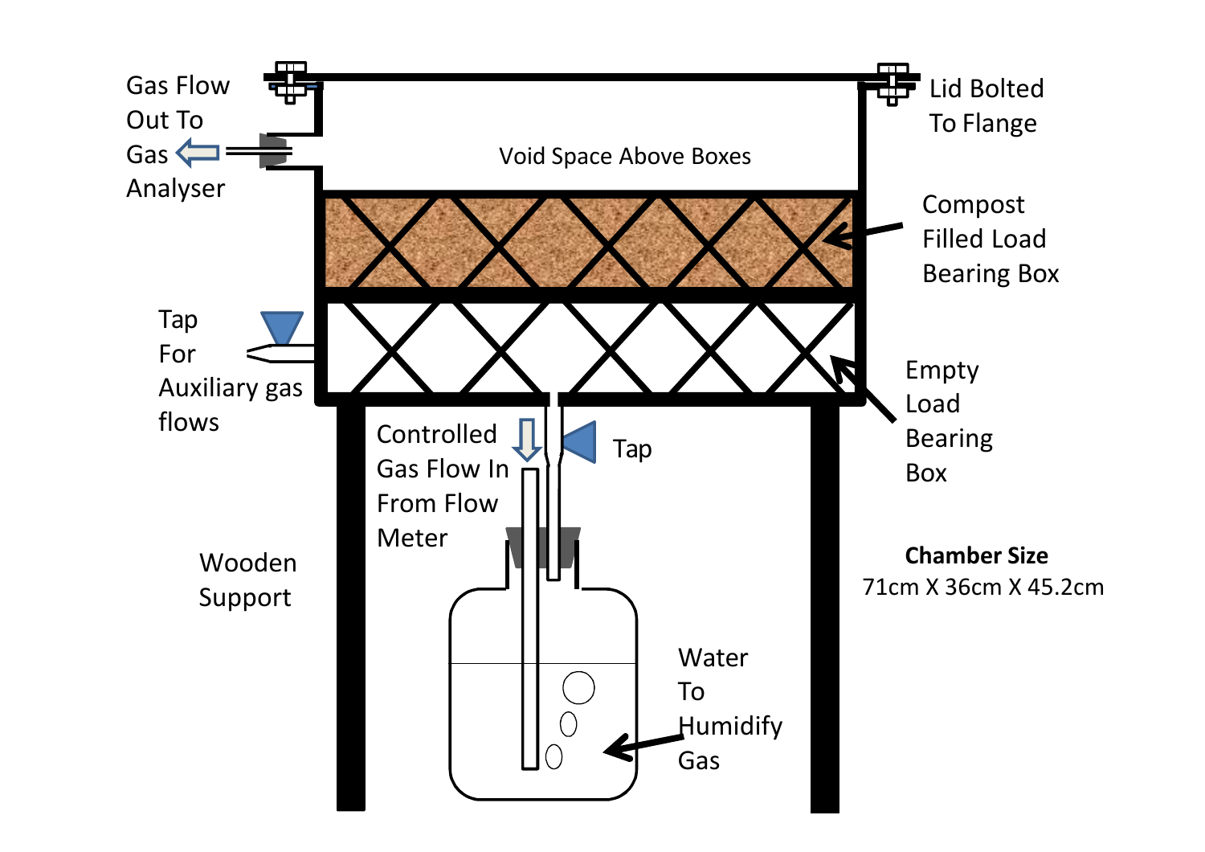Gas Flow Out To Gas Analyser

Lid Bolted To Flange

Void Space Above Boxes

Compost Filled Load Bearing Box

Tap For Auxiliary gas flows

Empty Load Bearing Box

Controlled Gas Flow In From Flow Meter

Tap

Wooden Support

**Chamber Size**
71cm X 36cm X 45.2cm

Water To Humidify Gas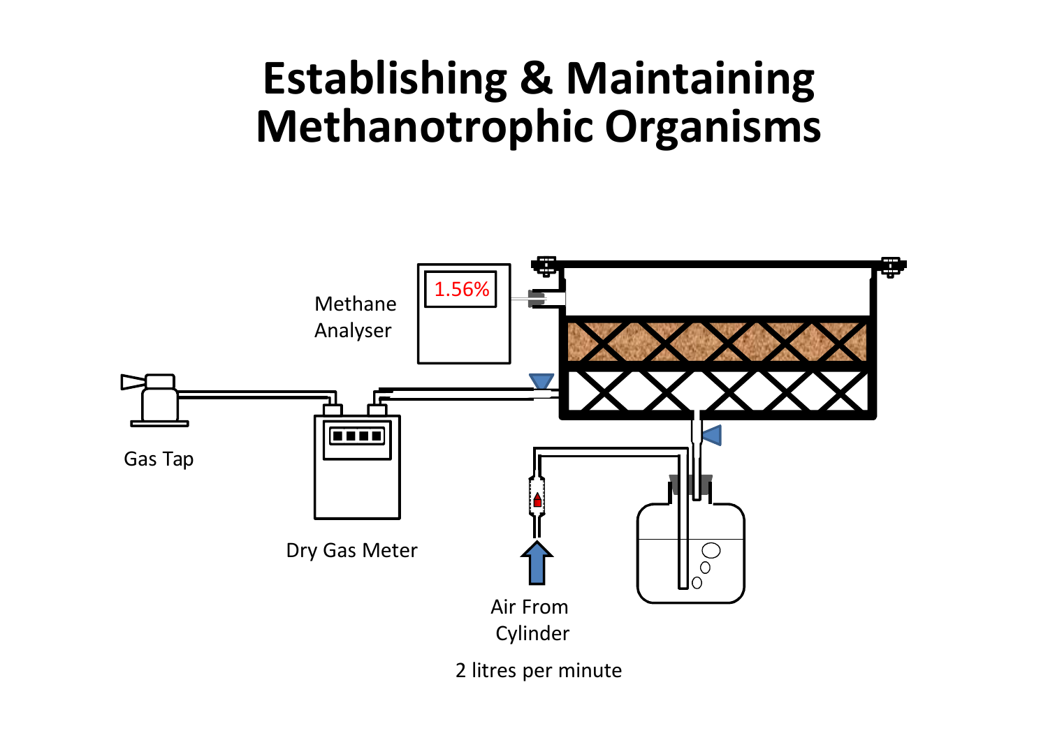# Establishing & Maintaining Methanotrophic Organisms

Methane Analyser

1.56%

Gas Tap

Dry Gas Meter

Air From Cylinder

2 litres per minute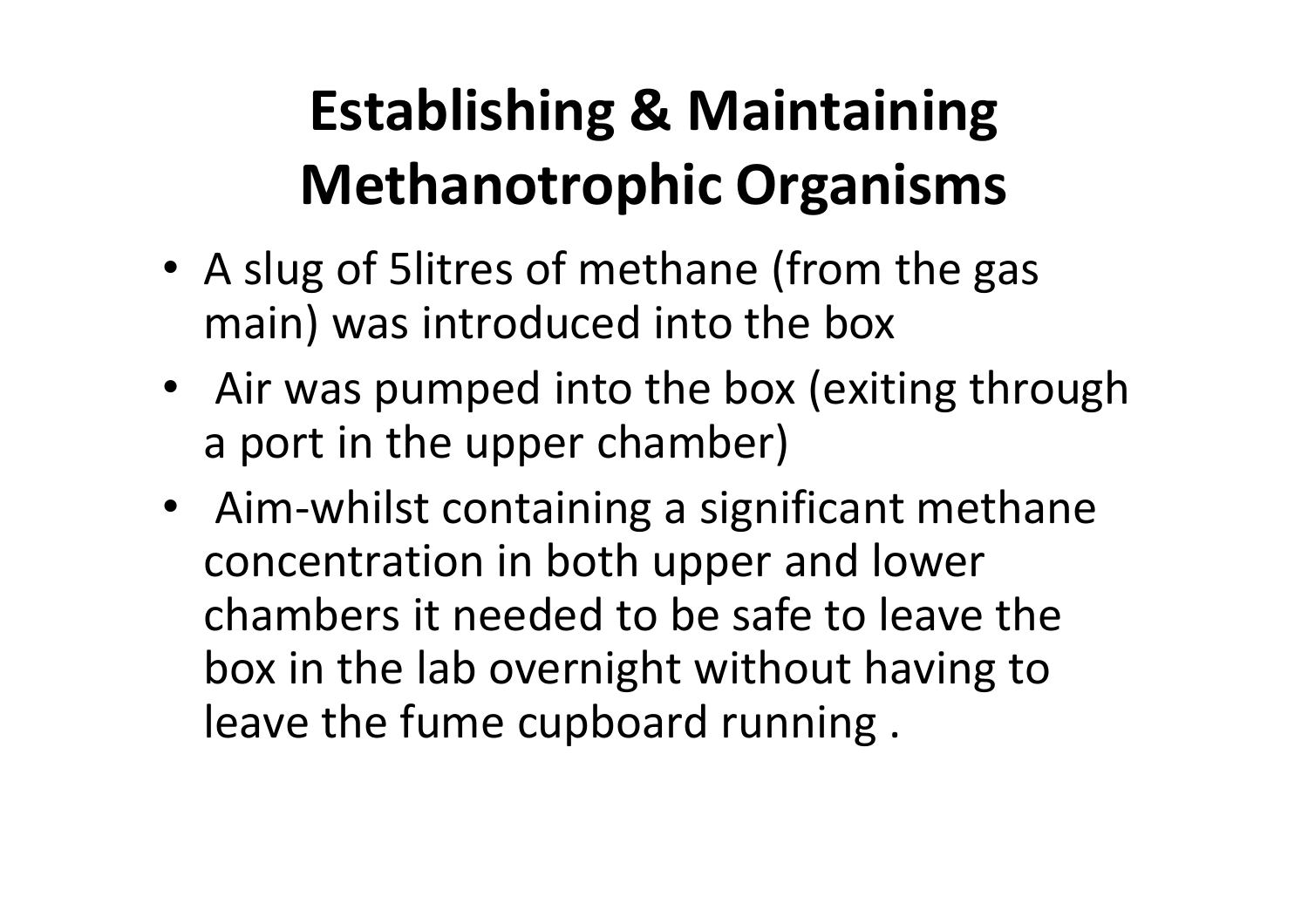# Establishing & Maintaining Methanotrophic Organisms

- A slug of 5litres of methane (from the gas main) was introduced into the box
- Air was pumped into the box (exiting through a port in the upper chamber)
- Aim-whilst containing a significant methane concentration in both upper and lower chambers it needed to be safe to leave the box in the lab overnight without having to leave the fume cupboard running .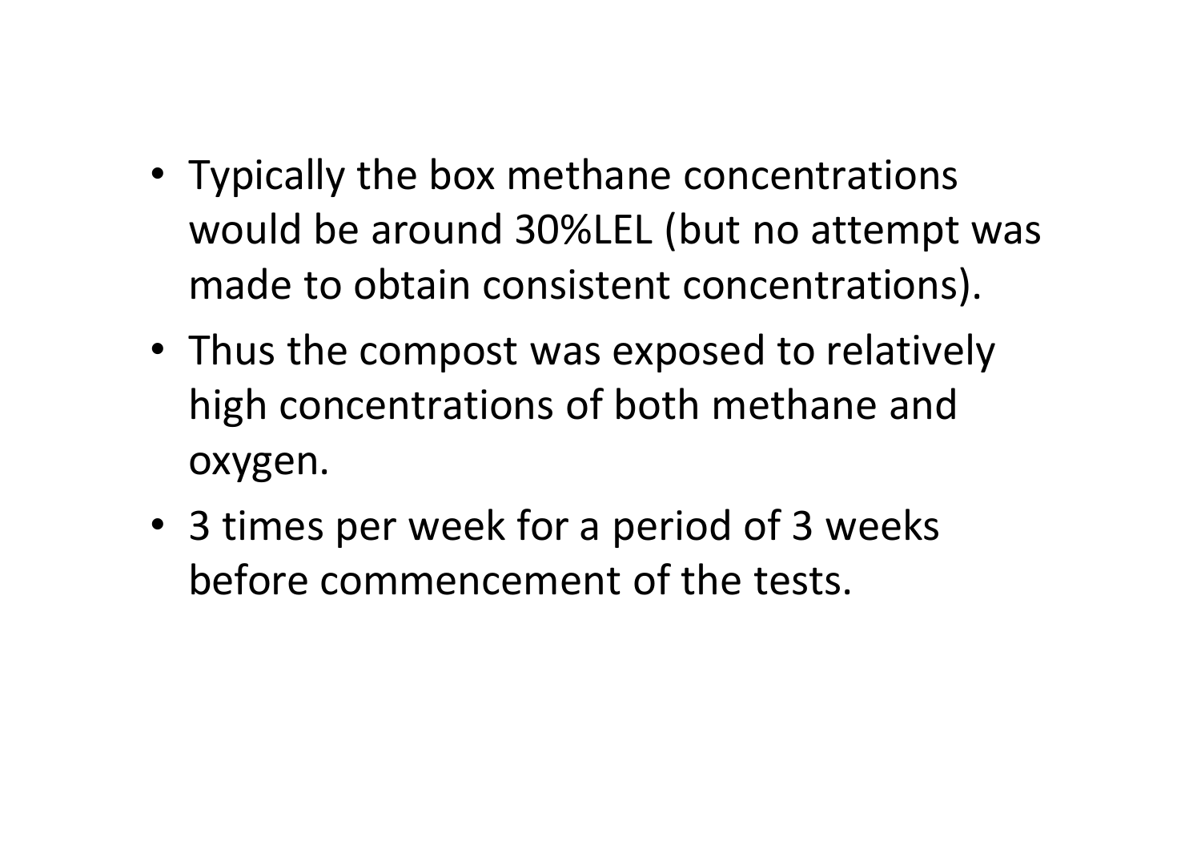- Typically the box methane concentrations would be around 30%LEL (but no attempt was made to obtain consistent concentrations).
- Thus the compost was exposed to relatively high concentrations of both methane and oxygen.
- 3 times per week for a period of 3 weeks before commencement of the tests.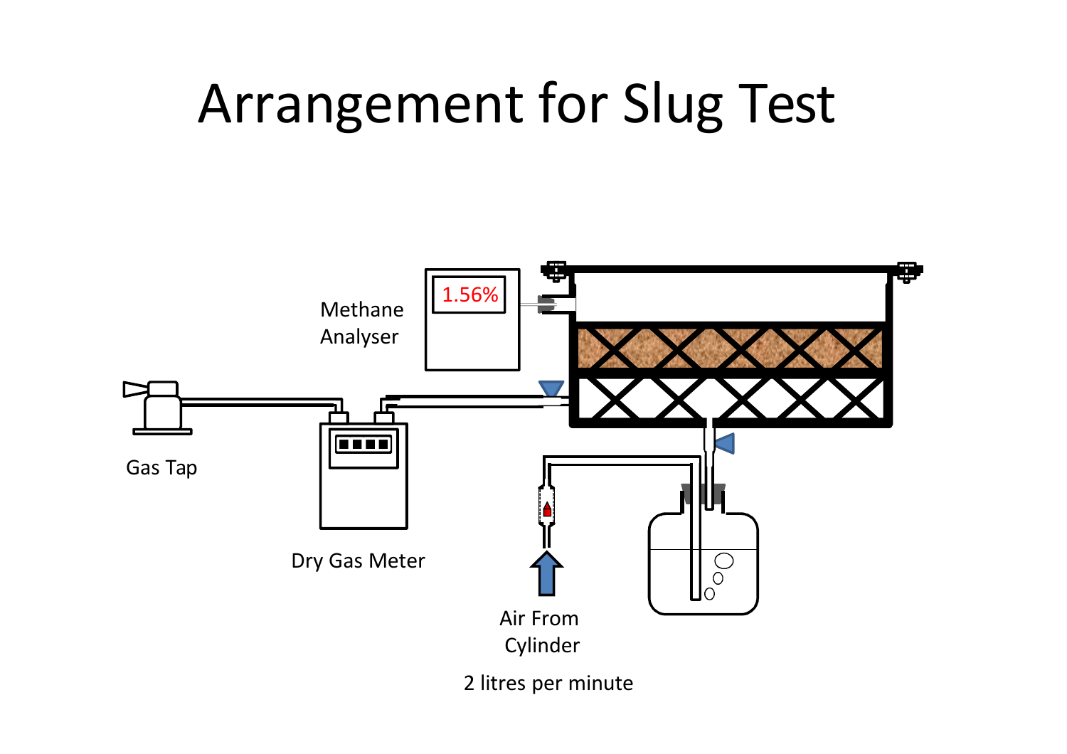# Arrangement for Slug Test

Methane Analyser

1.56%

Gas Tap

Dry Gas Meter

Air From Cylinder

2 litres per minute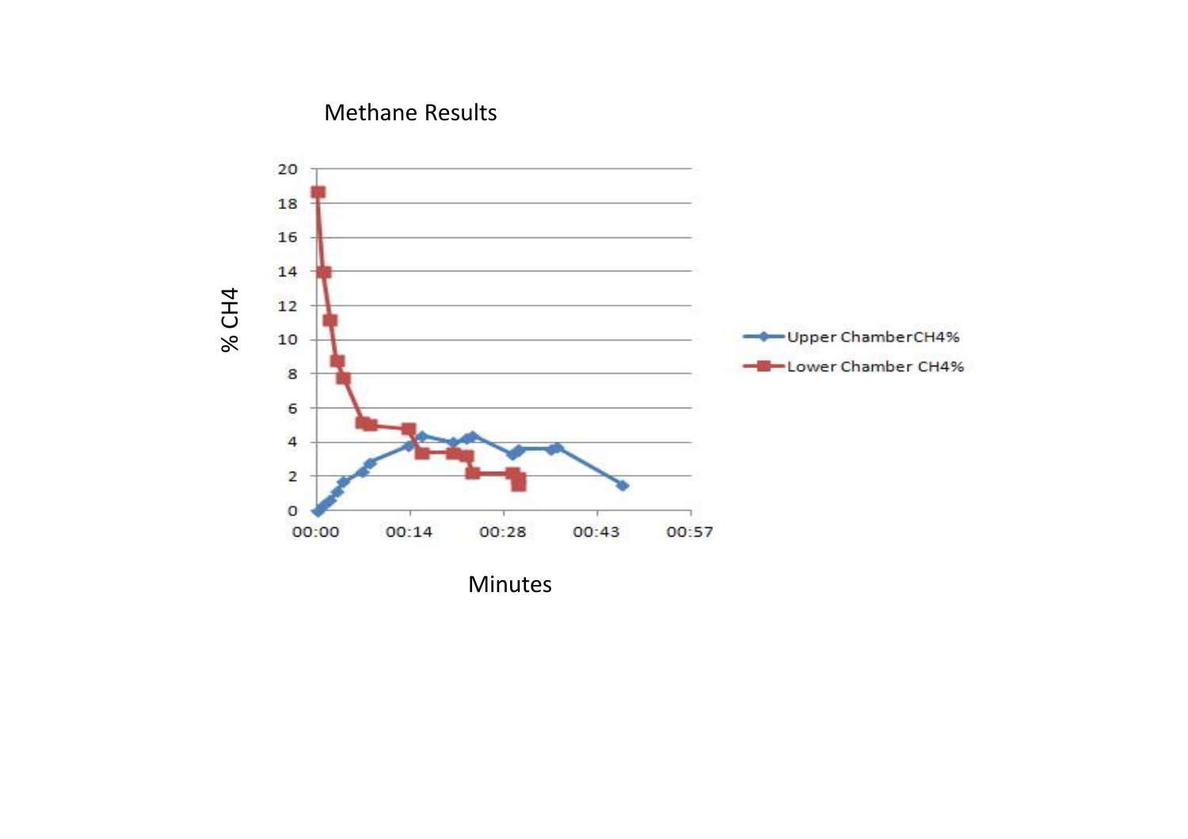Methane Results

% $CH_4$

20
18
16
14
12
10
8
6
4
2
0

00:00 00:14 00:28 00:43 00:57

Minutes

Upper ChamberCH4%

Lower Chamber CH4%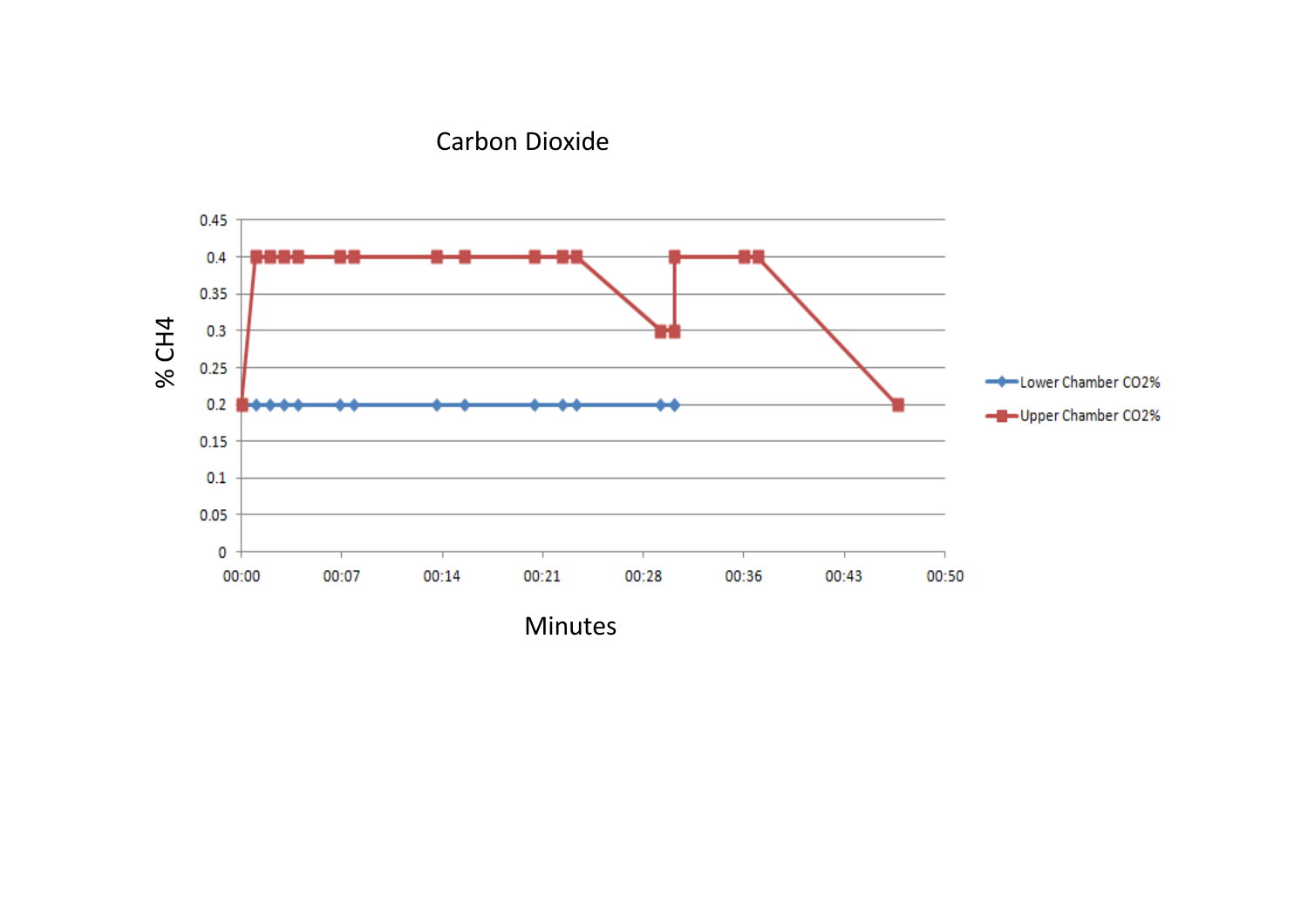Carbon Dioxide

% CH4

| Minutes | Lower Chamber CO2% | Upper Chamber CO2% |
| --- | --- | --- |
| 00:00 | 0.2 | 0.2 |

Minutes

Lower Chamber CO2%

Upper Chamber CO2%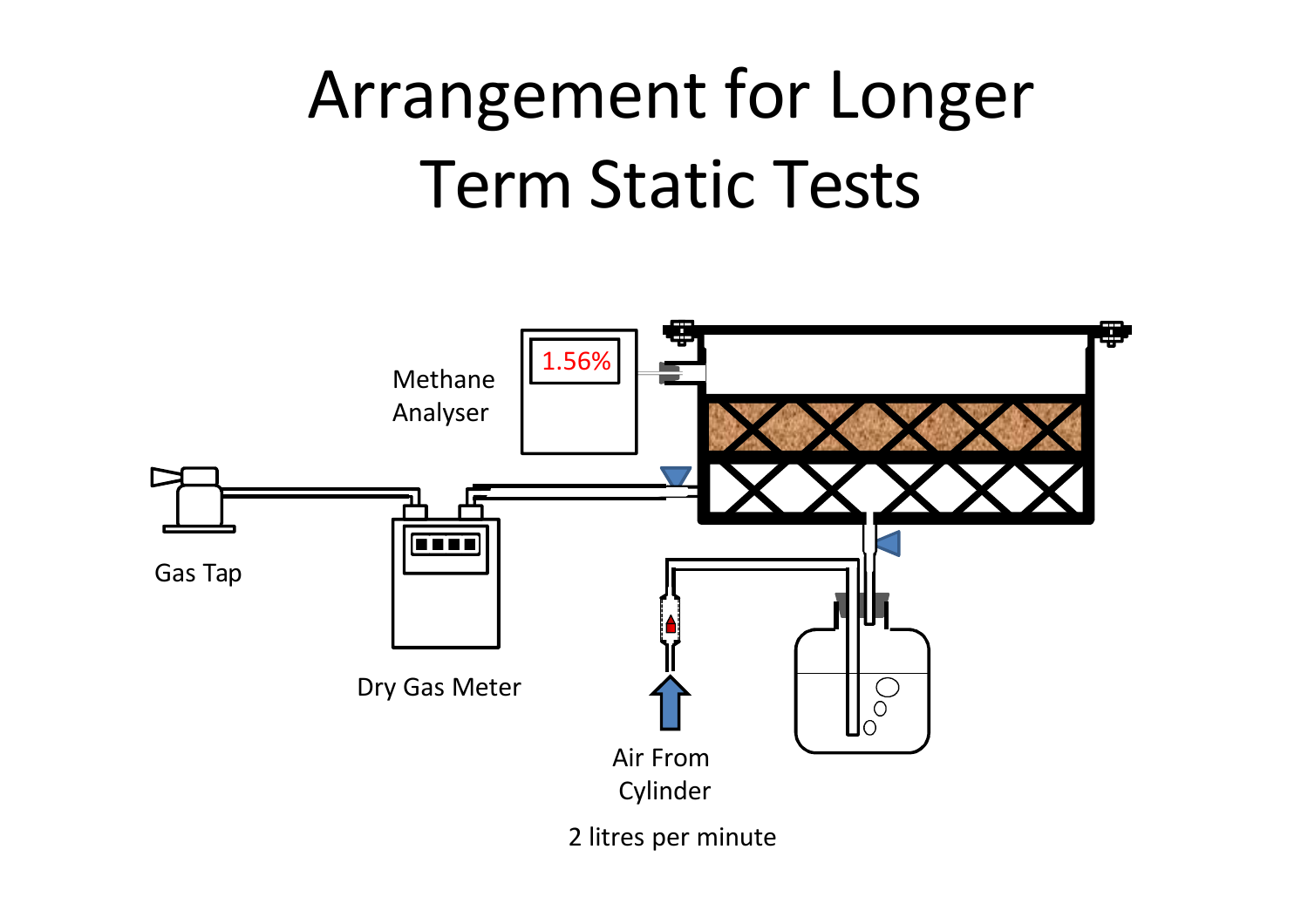# Arrangement for Longer Term Static Tests

Methane Analyser

1.56%

Gas Tap

Dry Gas Meter

Air From Cylinder

2 litres per minute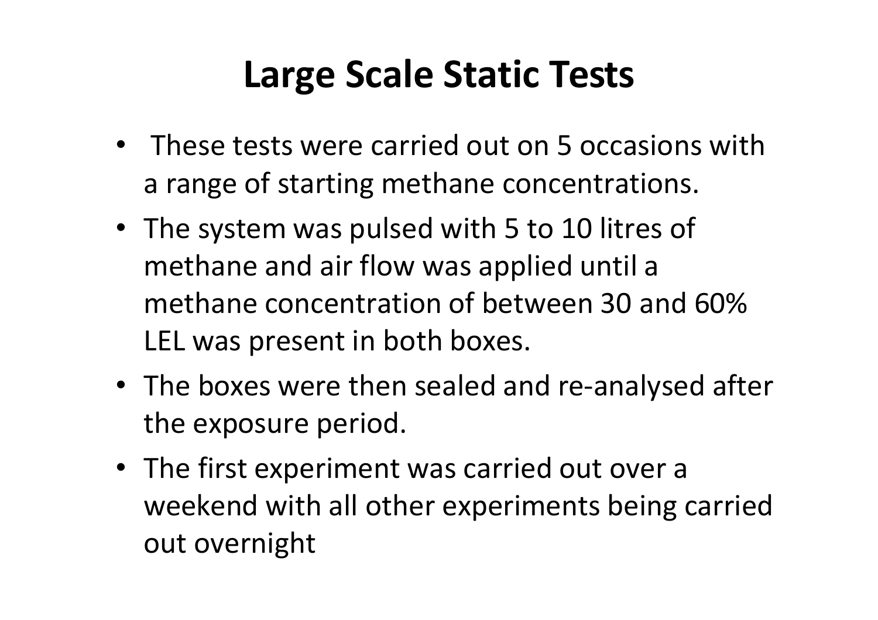# Large Scale Static Tests

- These tests were carried out on 5 occasions with a range of starting methane concentrations.
- The system was pulsed with 5 to 10 litres of methane and air flow was applied until a methane concentration of between 30 and 60% LEL was present in both boxes.
- The boxes were then sealed and re-analysed after the exposure period.
- The first experiment was carried out over a weekend with all other experiments being carried out overnight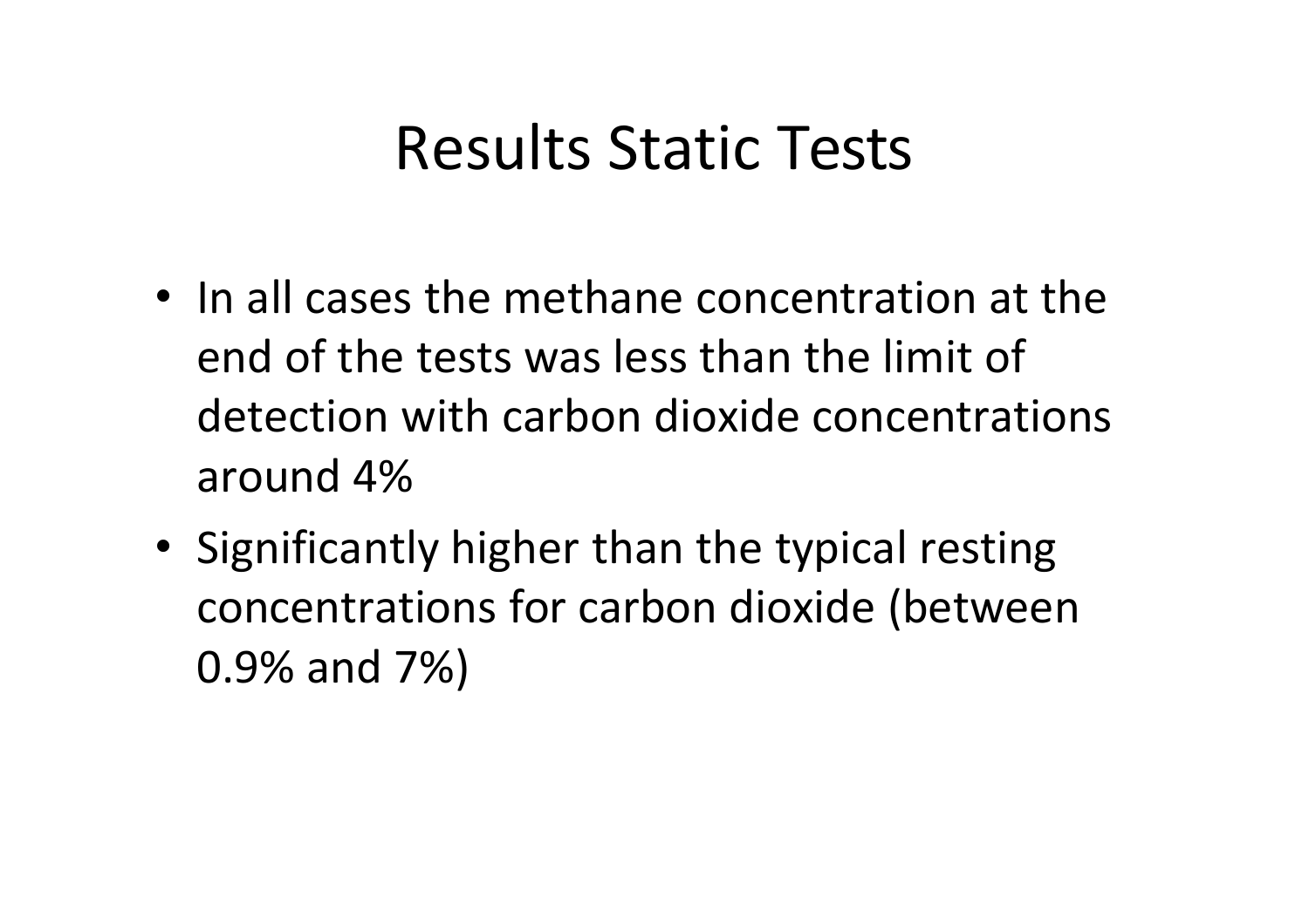# Results Static Tests

- In all cases the methane concentration at the end of the tests was less than the limit of detection with carbon dioxide concentrations around 4%
- Significantly higher than the typical resting concentrations for carbon dioxide (between 0.9% and 7%)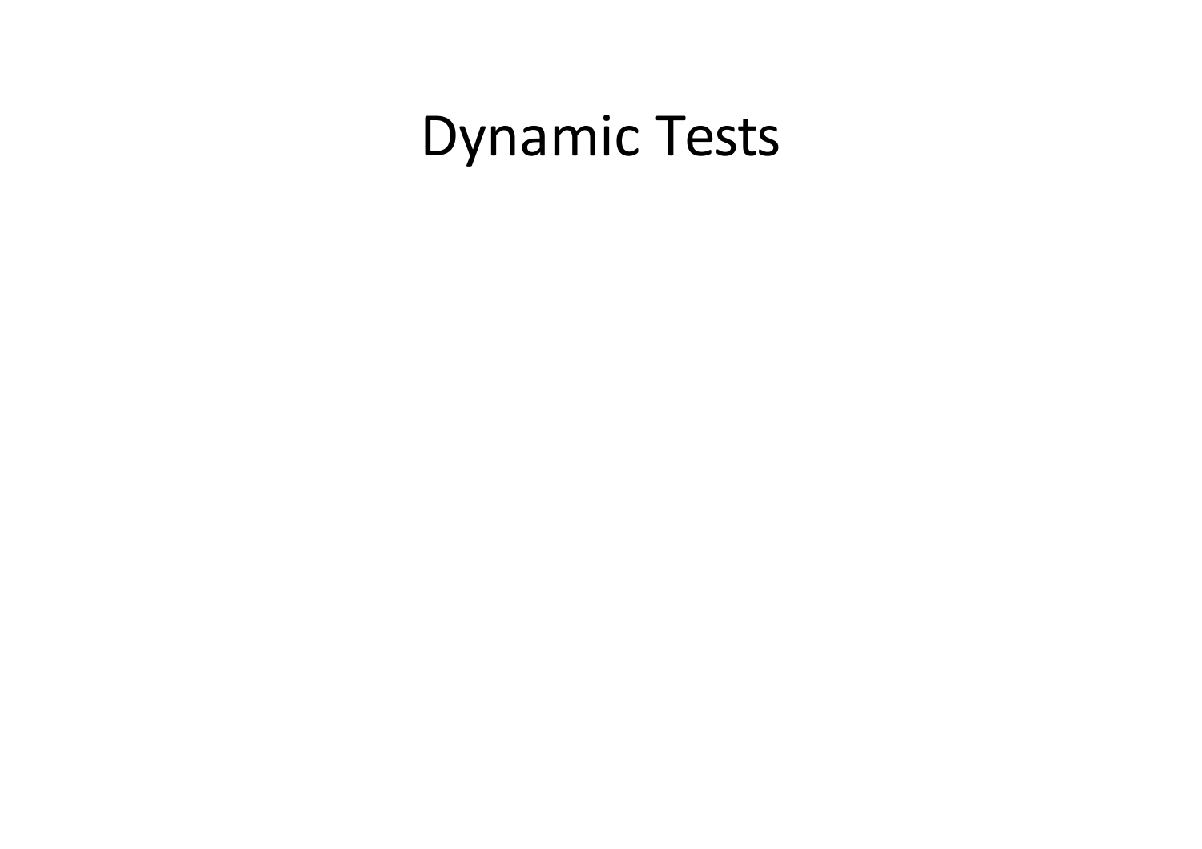# Dynamic Tests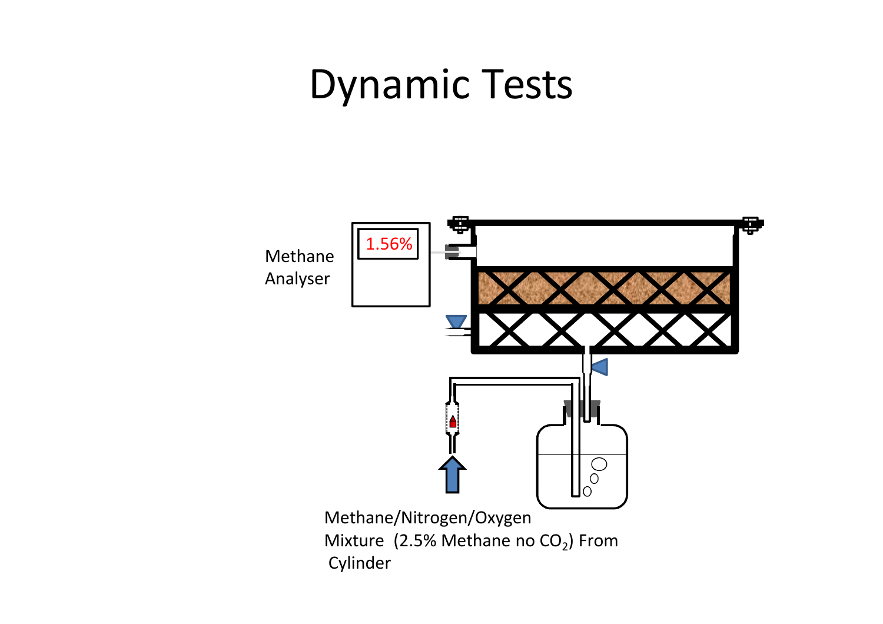# Dynamic Tests

Methane Analyser

1.56%

Methane/Nitrogen/Oxygen Mixture (2.5% Methane no $CO_2$) From Cylinder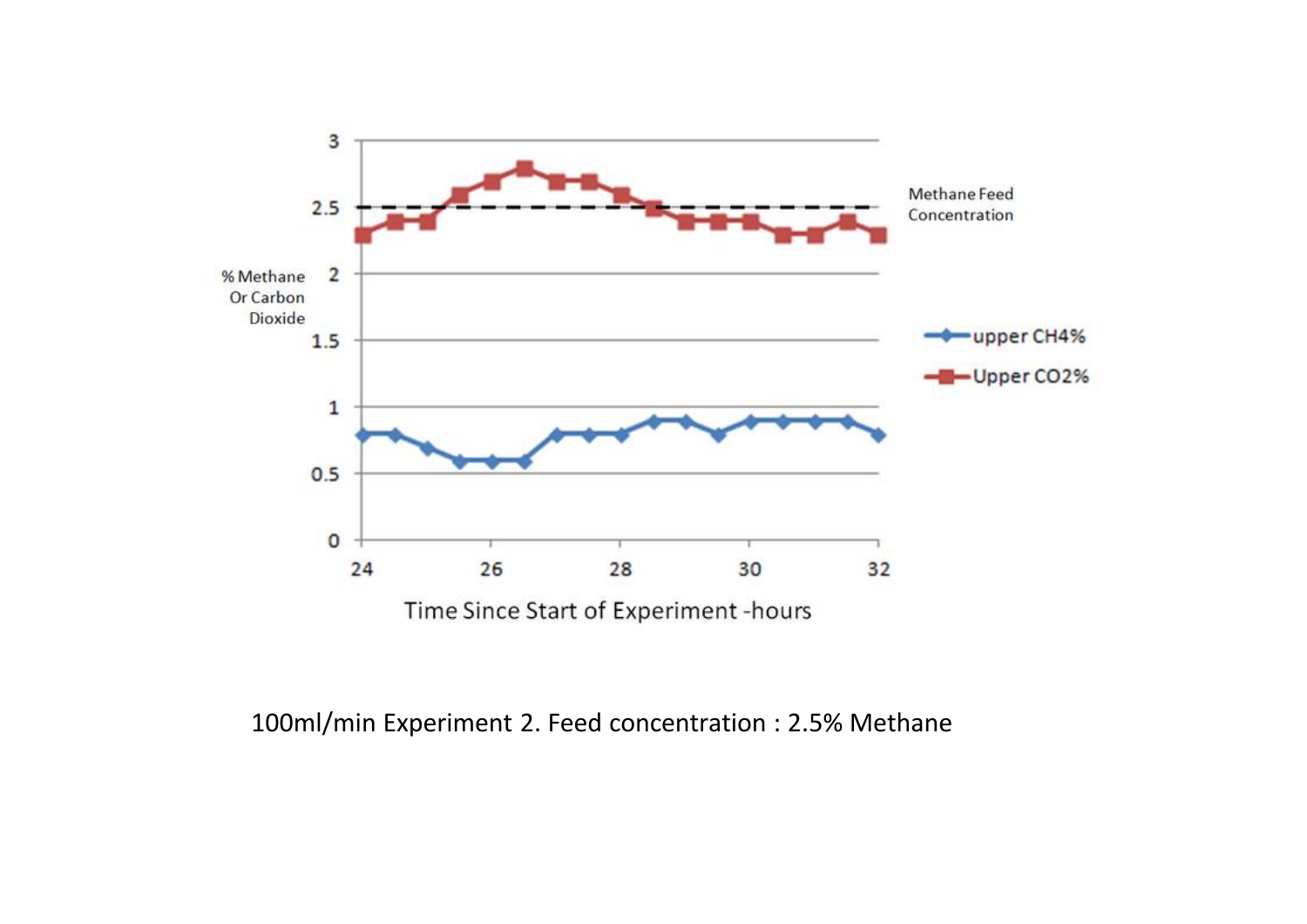100ml/min Experiment 2. Feed concentration : 2.5% Methane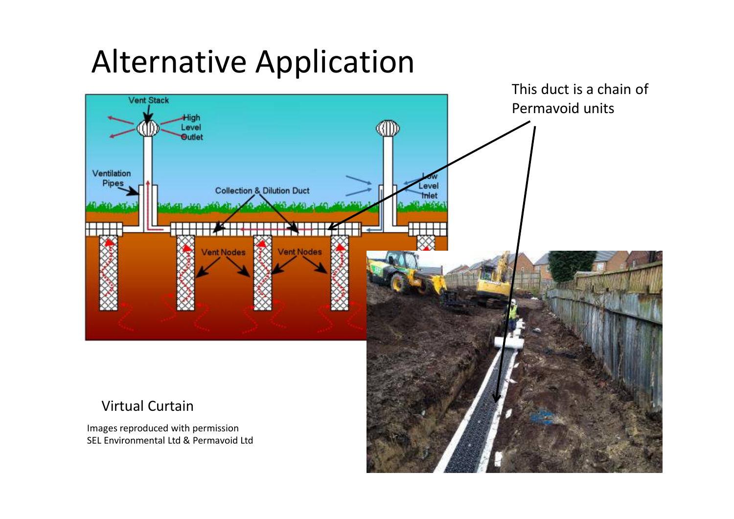# Alternative Application

This duct is a chain of Permavoid units

Virtual Curtain

Images reproduced with permission
SEL Environmental Ltd & Permavoid Ltd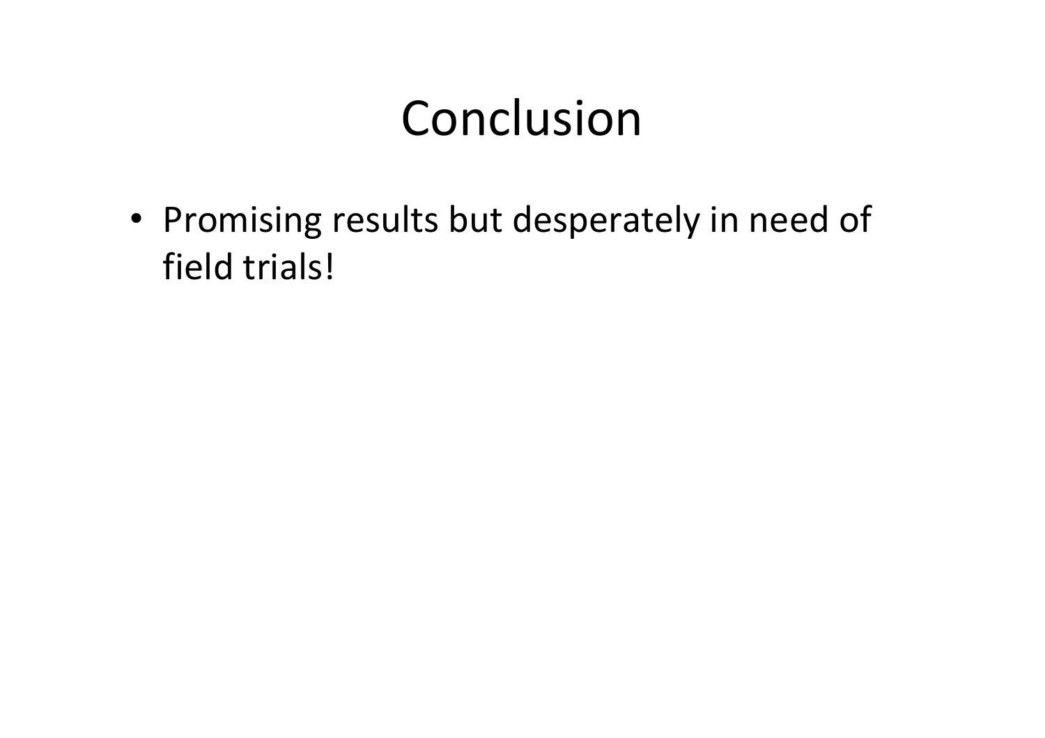# Conclusion

- Promising results but desperately in need of field trials!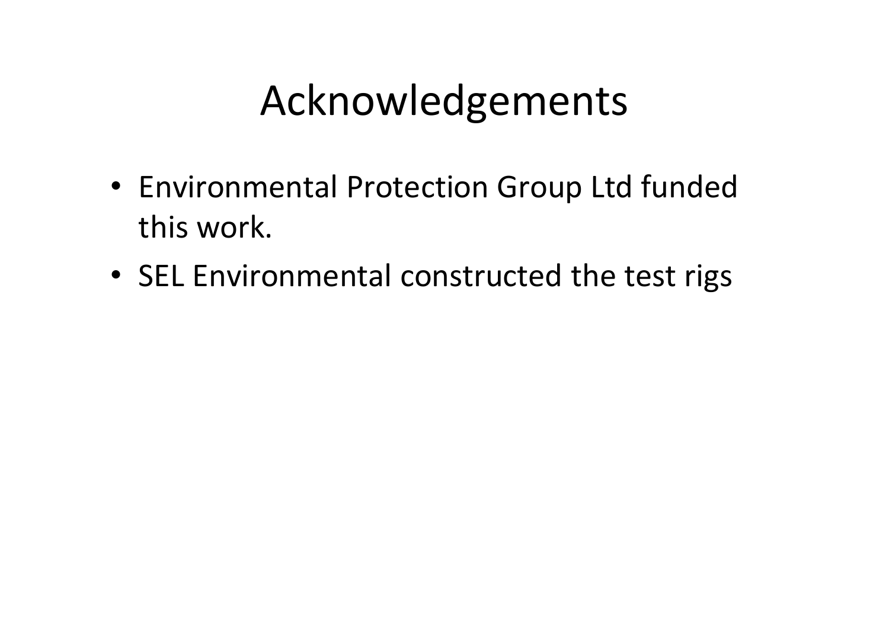# Acknowledgements

- Environmental Protection Group Ltd funded this work.
- SEL Environmental constructed the test rigs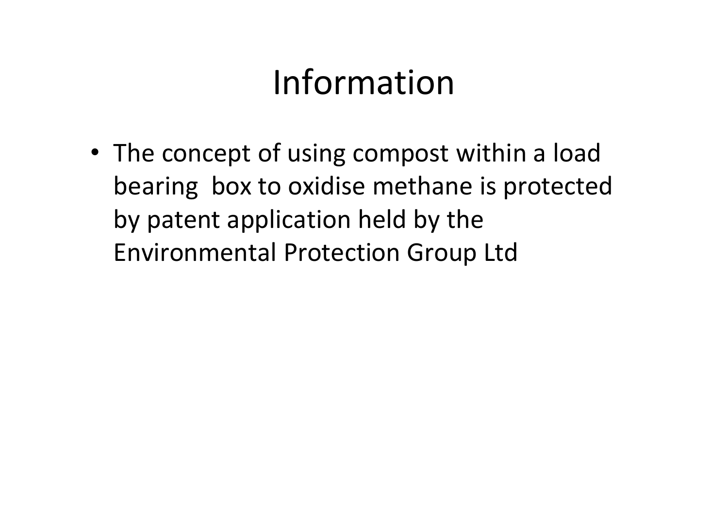# Information

- The concept of using compost within a load bearing box to oxidise methane is protected by patent application held by the Environmental Protection Group Ltd